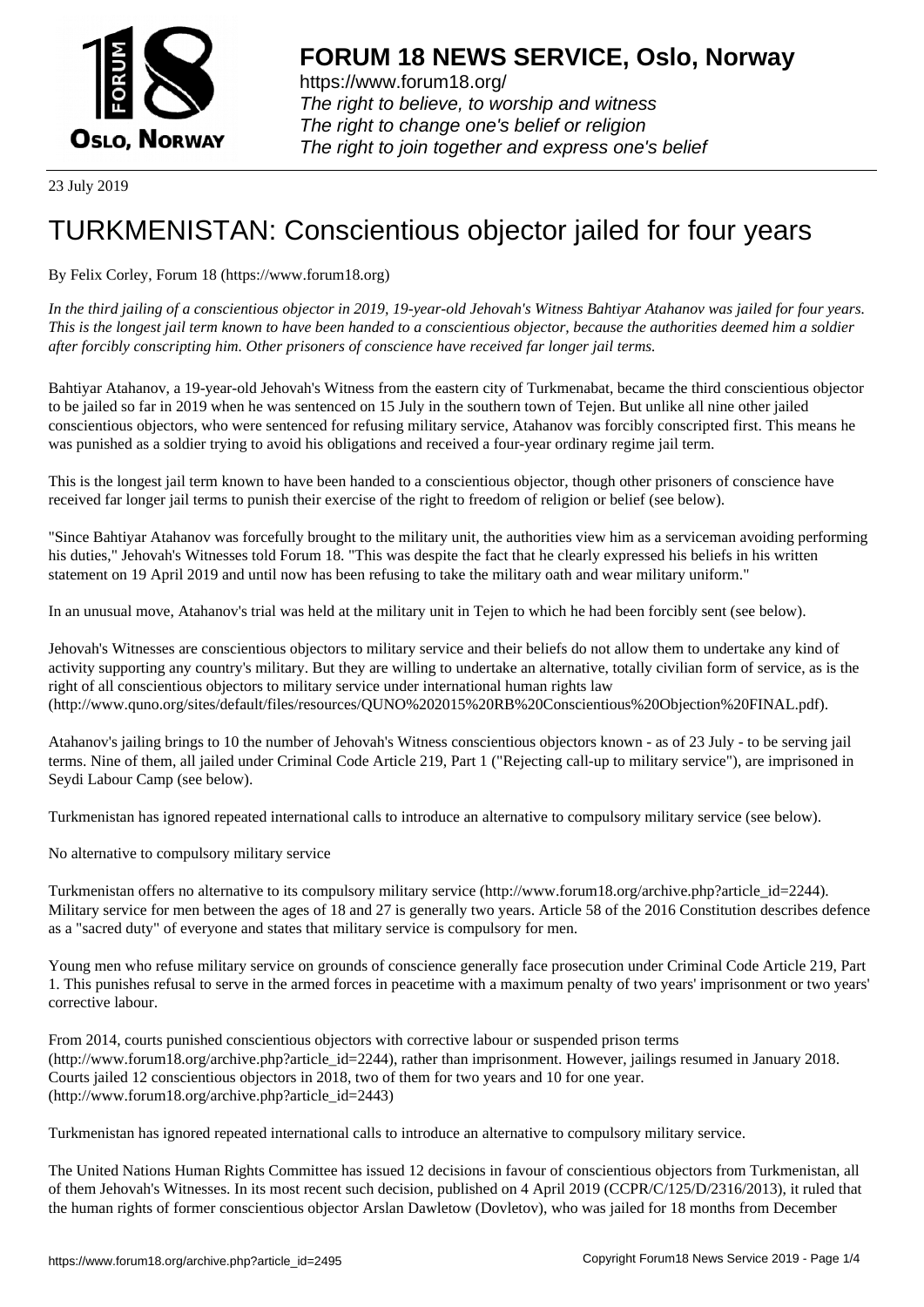# FORUM 18 NEWS SERVICE, Oslo, Norway

https://www.forum18.org/
*The right to believe, to worship and witness*
*The right to change one's belief or religion*
*The right to join together and express one's belief*

23 July 2019

# TURKMENISTAN: Conscientious objector jailed for four years

By Felix Corley, Forum 18 (https://www.forum18.org)

*In the third jailing of a conscientious objector in 2019, 19-year-old Jehovah's Witness Bahtiyar Atahanov was jailed for four years. This is the longest jail term known to have been handed to a conscientious objector, because the authorities deemed him a soldier after forcibly conscripting him. Other prisoners of conscience have received far longer jail terms.*

Bahtiyar Atahanov, a 19-year-old Jehovah's Witness from the eastern city of Turkmenabat, became the third conscientious objector to be jailed so far in 2019 when he was sentenced on 15 July in the southern town of Tejen. But unlike all nine other jailed conscientious objectors, who were sentenced for refusing military service, Atahanov was forcibly conscripted first. This means he was punished as a soldier trying to avoid his obligations and received a four-year ordinary regime jail term.

This is the longest jail term known to have been handed to a conscientious objector, though other prisoners of conscience have received far longer jail terms to punish their exercise of the right to freedom of religion or belief (see below).

"Since Bahtiyar Atahanov was forcefully brought to the military unit, the authorities view him as a serviceman avoiding performing his duties," Jehovah's Witnesses told Forum 18. "This was despite the fact that he clearly expressed his beliefs in his written statement on 19 April 2019 and until now has been refusing to take the military oath and wear military uniform."

In an unusual move, Atahanov's trial was held at the military unit in Tejen to which he had been forcibly sent (see below).

Jehovah's Witnesses are conscientious objectors to military service and their beliefs do not allow them to undertake any kind of activity supporting any country's military. But they are willing to undertake an alternative, totally civilian form of service, as is the right of all conscientious objectors to military service under international human rights law (http://www.quno.org/sites/default/files/resources/QUNO%202015%20RB%20Conscientious%20Objection%20FINAL.pdf).

Atahanov's jailing brings to 10 the number of Jehovah's Witness conscientious objectors known - as of 23 July - to be serving jail terms. Nine of them, all jailed under Criminal Code Article 219, Part 1 ("Rejecting call-up to military service"), are imprisoned in Seydi Labour Camp (see below).

Turkmenistan has ignored repeated international calls to introduce an alternative to compulsory military service (see below).

No alternative to compulsory military service

Turkmenistan offers no alternative to its compulsory military service (http://www.forum18.org/archive.php?article_id=2244). Military service for men between the ages of 18 and 27 is generally two years. Article 58 of the 2016 Constitution describes defence as a "sacred duty" of everyone and states that military service is compulsory for men.

Young men who refuse military service on grounds of conscience generally face prosecution under Criminal Code Article 219, Part 1. This punishes refusal to serve in the armed forces in peacetime with a maximum penalty of two years' imprisonment or two years' corrective labour.

From 2014, courts punished conscientious objectors with corrective labour or suspended prison terms (http://www.forum18.org/archive.php?article_id=2244), rather than imprisonment. However, jailings resumed in January 2018. Courts jailed 12 conscientious objectors in 2018, two of them for two years and 10 for one year. (http://www.forum18.org/archive.php?article_id=2443)

Turkmenistan has ignored repeated international calls to introduce an alternative to compulsory military service.

The United Nations Human Rights Committee has issued 12 decisions in favour of conscientious objectors from Turkmenistan, all of them Jehovah's Witnesses. In its most recent such decision, published on 4 April 2019 (CCPR/C/125/D/2316/2013), it ruled that the human rights of former conscientious objector Arslan Dawletow (Dovletov), who was jailed for 18 months from December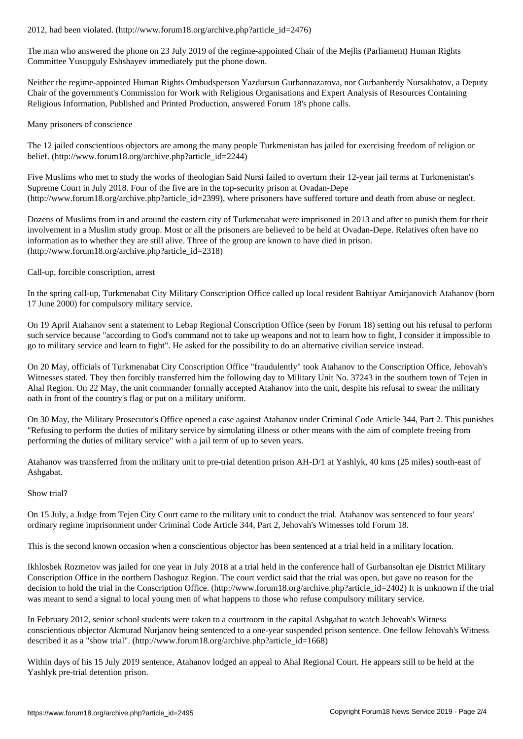2012, had been violated. (http://www.forum18.org/archive.php?article_id=2476)

The man who answered the phone on 23 July 2019 of the regime-appointed Chair of the Mejlis (Parliament) Human Rights Committee Yusupguly Eshshayev immediately put the phone down.

Neither the regime-appointed Human Rights Ombudsperson Yazdursun Gurbannazarova, nor Gurbanberdy Nursakhatov, a Deputy Chair of the government's Commission for Work with Religious Organisations and Expert Analysis of Resources Containing Religious Information, Published and Printed Production, answered Forum 18's phone calls.

## Many prisoners of conscience

The 12 jailed conscientious objectors are among the many people Turkmenistan has jailed for exercising freedom of religion or belief. (http://www.forum18.org/archive.php?article_id=2244)

Five Muslims who met to study the works of theologian Said Nursi failed to overturn their 12-year jail terms at Turkmenistan's Supreme Court in July 2018. Four of the five are in the top-security prison at Ovadan-Depe (http://www.forum18.org/archive.php?article_id=2399), where prisoners have suffered torture and death from abuse or neglect.

Dozens of Muslims from in and around the eastern city of Turkmenabat were imprisoned in 2013 and after to punish them for their involvement in a Muslim study group. Most or all the prisoners are believed to be held at Ovadan-Depe. Relatives often have no information as to whether they are still alive. Three of the group are known to have died in prison. (http://www.forum18.org/archive.php?article_id=2318)

## Call-up, forcible conscription, arrest

In the spring call-up, Turkmenabat City Military Conscription Office called up local resident Bahtiyar Amirjanovich Atahanov (born 17 June 2000) for compulsory military service.

On 19 April Atahanov sent a statement to Lebap Regional Conscription Office (seen by Forum 18) setting out his refusal to perform such service because "according to God's command not to take up weapons and not to learn how to fight, I consider it impossible to go to military service and learn to fight". He asked for the possibility to do an alternative civilian service instead.

On 20 May, officials of Turkmenabat City Conscription Office "fraudulently" took Atahanov to the Conscription Office, Jehovah's Witnesses stated. They then forcibly transferred him the following day to Military Unit No. 37243 in the southern town of Tejen in Ahal Region. On 22 May, the unit commander formally accepted Atahanov into the unit, despite his refusal to swear the military oath in front of the country's flag or put on a military uniform.

On 30 May, the Military Prosecutor's Office opened a case against Atahanov under Criminal Code Article 344, Part 2. This punishes "Refusing to perform the duties of military service by simulating illness or other means with the aim of complete freeing from performing the duties of military service" with a jail term of up to seven years.

Atahanov was transferred from the military unit to pre-trial detention prison AH-D/1 at Yashlyk, 40 kms (25 miles) south-east of Ashgabat.

## Show trial?

On 15 July, a Judge from Tejen City Court came to the military unit to conduct the trial. Atahanov was sentenced to four years' ordinary regime imprisonment under Criminal Code Article 344, Part 2, Jehovah's Witnesses told Forum 18.

This is the second known occasion when a conscientious objector has been sentenced at a trial held in a military location.

Ikhlosbek Rozmetov was jailed for one year in July 2018 at a trial held in the conference hall of Gurbansoltan eje District Military Conscription Office in the northern Dashoguz Region. The court verdict said that the trial was open, but gave no reason for the decision to hold the trial in the Conscription Office. (http://www.forum18.org/archive.php?article_id=2402) It is unknown if the trial was meant to send a signal to local young men of what happens to those who refuse compulsory military service.

In February 2012, senior school students were taken to a courtroom in the capital Ashgabat to watch Jehovah's Witness conscientious objector Akmurad Nurjanov being sentenced to a one-year suspended prison sentence. One fellow Jehovah's Witness described it as a "show trial". (http://www.forum18.org/archive.php?article_id=1668)

Within days of his 15 July 2019 sentence, Atahanov lodged an appeal to Ahal Regional Court. He appears still to be held at the Yashlyk pre-trial detention prison.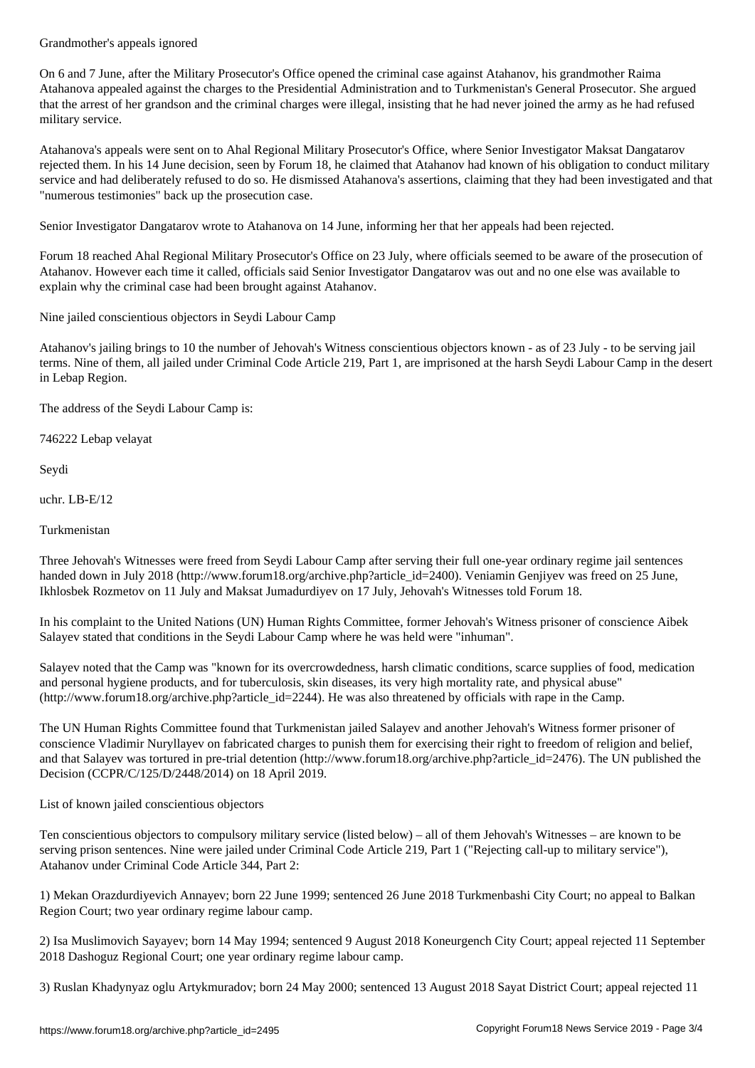## Grandmother's appeals ignored

On 6 and 7 June, after the Military Prosecutor's Office opened the criminal case against Atahanov, his grandmother Raima Atahanova appealed against the charges to the Presidential Administration and to Turkmenistan's General Prosecutor. She argued that the arrest of her grandson and the criminal charges were illegal, insisting that he had never joined the army as he had refused military service.

Atahanova's appeals were sent on to Ahal Regional Military Prosecutor's Office, where Senior Investigator Maksat Dangatarov rejected them. In his 14 June decision, seen by Forum 18, he claimed that Atahanov had known of his obligation to conduct military service and had deliberately refused to do so. He dismissed Atahanova's assertions, claiming that they had been investigated and that "numerous testimonies" back up the prosecution case.

Senior Investigator Dangatarov wrote to Atahanova on 14 June, informing her that her appeals had been rejected.

Forum 18 reached Ahal Regional Military Prosecutor's Office on 23 July, where officials seemed to be aware of the prosecution of Atahanov. However each time it called, officials said Senior Investigator Dangatarov was out and no one else was available to explain why the criminal case had been brought against Atahanov.

## Nine jailed conscientious objectors in Seydi Labour Camp

Atahanov's jailing brings to 10 the number of Jehovah's Witness conscientious objectors known - as of 23 July - to be serving jail terms. Nine of them, all jailed under Criminal Code Article 219, Part 1, are imprisoned at the harsh Seydi Labour Camp in the desert in Lebap Region.

The address of the Seydi Labour Camp is:

746222 Lebap velayat

Seydi

uchr. LB-E/12

Turkmenistan

Three Jehovah's Witnesses were freed from Seydi Labour Camp after serving their full one-year ordinary regime jail sentences handed down in July 2018 (http://www.forum18.org/archive.php?article_id=2400). Veniamin Genjiyev was freed on 25 June, Ikhlosbek Rozmetov on 11 July and Maksat Jumadurdiyev on 17 July, Jehovah's Witnesses told Forum 18.

In his complaint to the United Nations (UN) Human Rights Committee, former Jehovah's Witness prisoner of conscience Aibek Salayev stated that conditions in the Seydi Labour Camp where he was held were "inhuman".

Salayev noted that the Camp was "known for its overcrowdedness, harsh climatic conditions, scarce supplies of food, medication and personal hygiene products, and for tuberculosis, skin diseases, its very high mortality rate, and physical abuse" (http://www.forum18.org/archive.php?article_id=2244). He was also threatened by officials with rape in the Camp.

The UN Human Rights Committee found that Turkmenistan jailed Salayev and another Jehovah's Witness former prisoner of conscience Vladimir Nuryllayev on fabricated charges to punish them for exercising their right to freedom of religion and belief, and that Salayev was tortured in pre-trial detention (http://www.forum18.org/archive.php?article_id=2476). The UN published the Decision (CCPR/C/125/D/2448/2014) on 18 April 2019.

## List of known jailed conscientious objectors

Ten conscientious objectors to compulsory military service (listed below) – all of them Jehovah's Witnesses – are known to be serving prison sentences. Nine were jailed under Criminal Code Article 219, Part 1 ("Rejecting call-up to military service"), Atahanov under Criminal Code Article 344, Part 2:

1) Mekan Orazdurdiyevich Annayev; born 22 June 1999; sentenced 26 June 2018 Turkmenbashi City Court; no appeal to Balkan Region Court; two year ordinary regime labour camp.

2) Isa Muslimovich Sayayev; born 14 May 1994; sentenced 9 August 2018 Koneurgench City Court; appeal rejected 11 September 2018 Dashoguz Regional Court; one year ordinary regime labour camp.

3) Ruslan Khadynyaz oglu Artykmuradov; born 24 May 2000; sentenced 13 August 2018 Sayat District Court; appeal rejected 11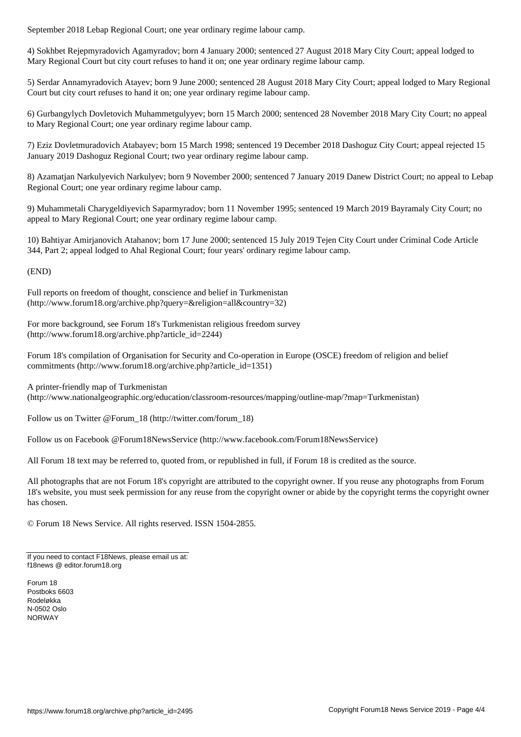September 2018 Lebap Regional Court; one year ordinary regime labour camp.

4) Sokhbet Rejepmyradovich Agamyradov; born 4 January 2000; sentenced 27 August 2018 Mary City Court; appeal lodged to Mary Regional Court but city court refuses to hand it on; one year ordinary regime labour camp.

5) Serdar Annamyradovich Atayev; born 9 June 2000; sentenced 28 August 2018 Mary City Court; appeal lodged to Mary Regional Court but city court refuses to hand it on; one year ordinary regime labour camp.

6) Gurbangylych Dovletovich Muhammetgulyyev; born 15 March 2000; sentenced 28 November 2018 Mary City Court; no appeal to Mary Regional Court; one year ordinary regime labour camp.

7) Eziz Dovletmuradovich Atabayev; born 15 March 1998; sentenced 19 December 2018 Dashoguz City Court; appeal rejected 15 January 2019 Dashoguz Regional Court; two year ordinary regime labour camp.

8) Azamatjan Narkulyevich Narkulyev; born 9 November 2000; sentenced 7 January 2019 Danew District Court; no appeal to Lebap Regional Court; one year ordinary regime labour camp.

9) Muhammetali Charygeldiyevich Saparmyradov; born 11 November 1995; sentenced 19 March 2019 Bayramaly City Court; no appeal to Mary Regional Court; one year ordinary regime labour camp.

10) Bahtiyar Amirjanovich Atahanov; born 17 June 2000; sentenced 15 July 2019 Tejen City Court under Criminal Code Article 344, Part 2; appeal lodged to Ahal Regional Court; four years' ordinary regime labour camp.

(END)

Full reports on freedom of thought, conscience and belief in Turkmenistan (http://www.forum18.org/archive.php?query=&religion=all&country=32)

For more background, see Forum 18's Turkmenistan religious freedom survey (http://www.forum18.org/archive.php?article_id=2244)

Forum 18's compilation of Organisation for Security and Co-operation in Europe (OSCE) freedom of religion and belief commitments (http://www.forum18.org/archive.php?article_id=1351)

A printer-friendly map of Turkmenistan (http://www.nationalgeographic.org/education/classroom-resources/mapping/outline-map/?map=Turkmenistan)

Follow us on Twitter @Forum_18 (http://twitter.com/forum_18)

Follow us on Facebook @Forum18NewsService (http://www.facebook.com/Forum18NewsService)

All Forum 18 text may be referred to, quoted from, or republished in full, if Forum 18 is credited as the source.

All photographs that are not Forum 18's copyright are attributed to the copyright owner. If you reuse any photographs from Forum 18's website, you must seek permission for any reuse from the copyright owner or abide by the copyright terms the copyright owner has chosen.

© Forum 18 News Service. All rights reserved. ISSN 1504-2855.

If you need to contact F18News, please email us at:
f18news @ editor.forum18.org

Forum 18
Postboks 6603
Rodeløkka
N-0502 Oslo
NORWAY